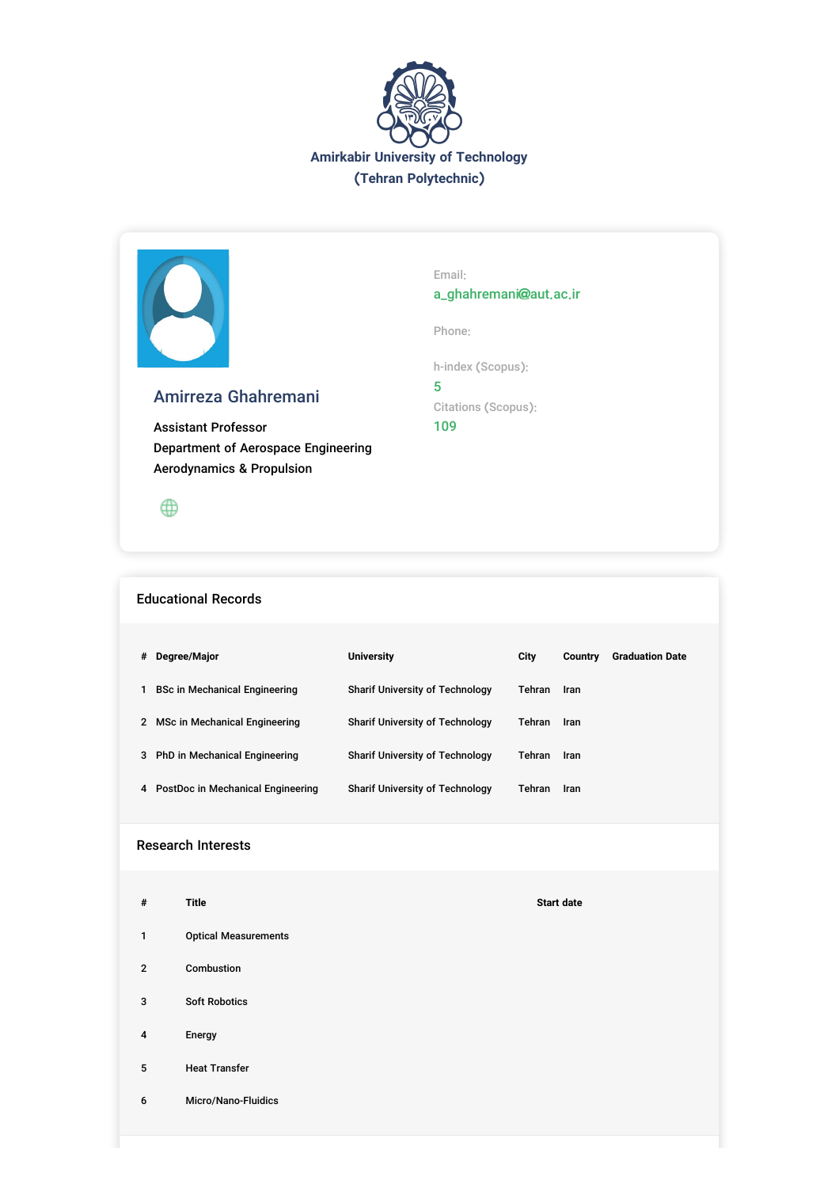# Amirkabir University of Technology
## (Tehran Polytechnic)

## Amirreza Ghahremani

Assistant Professor
Department of Aerospace Engineering
Aerodynamics & Propulsion

Email:
a_ghahremani@aut.ac.ir

Phone:

h-index (Scopus):
5

Citations (Scopus):
109

## Educational Records

| # | Degree/Major | University | City | Country | Graduation Date |
|---|---|---|---|---|---|
| 1 | BSc in Mechanical Engineering | Sharif University of Technology | Tehran | Iran | |
| 2 | MSc in Mechanical Engineering | Sharif University of Technology | Tehran | Iran | |
| 3 | PhD in Mechanical Engineering | Sharif University of Technology | Tehran | Iran | |
| 4 | PostDoc in Mechanical Engineering | Sharif University of Technology | Tehran | Iran | |

## Research Interests

| # | Title | Start date |
|---|---|---|
| 1 | Optical Measurements | |
| 2 | Combustion | |
| 3 | Soft Robotics | |
| 4 | Energy | |
| 5 | Heat Transfer | |
| 6 | Micro/Nano-Fluidics | |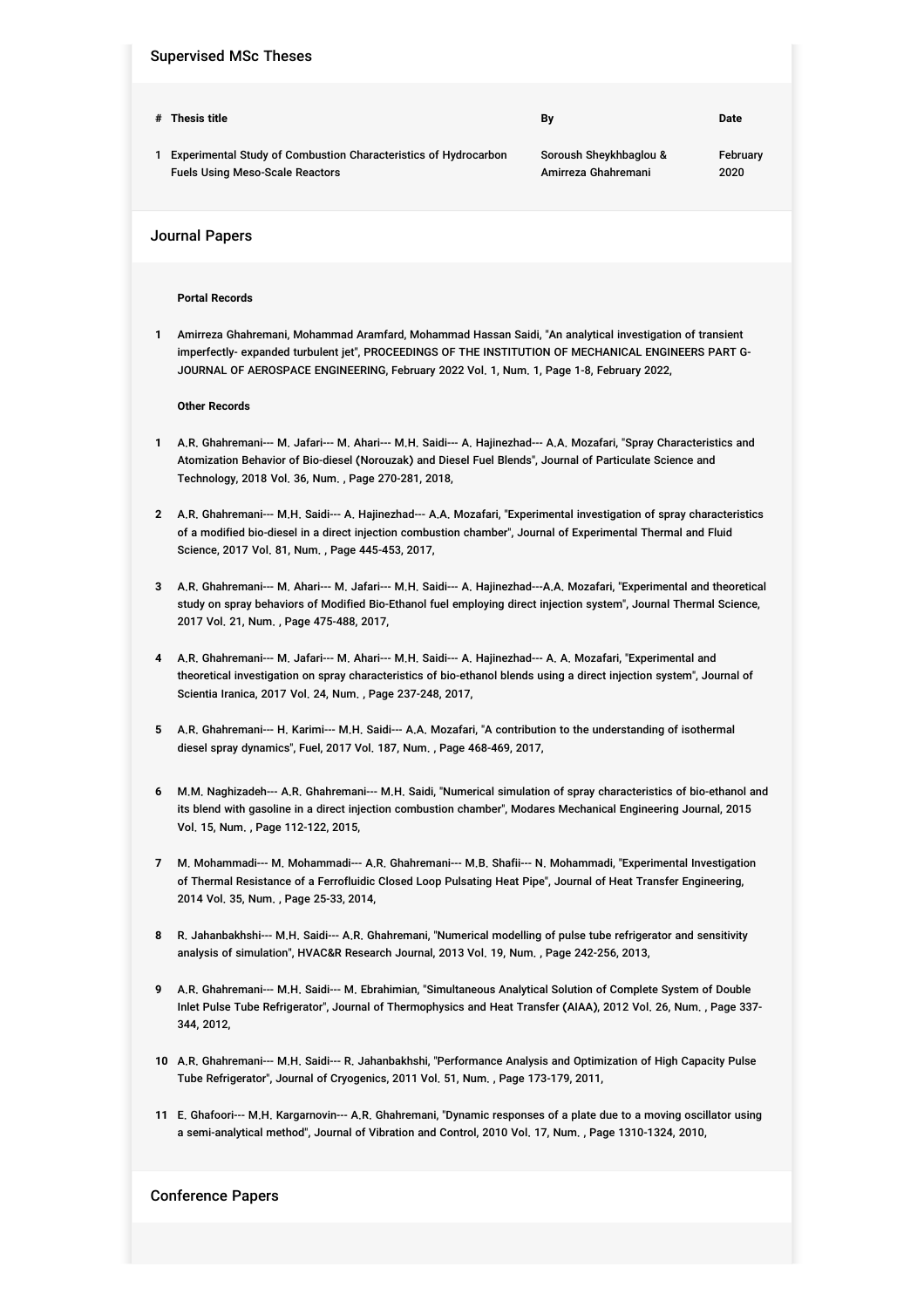## Supervised MSc Theses

| # | Thesis title | By | Date |
| --- | --- | --- | --- |
| 1 | Experimental Study of Combustion Characteristics of Hydrocarbon Fuels Using Meso-Scale Reactors | Soroush Sheykhbaglou & Amirreza Ghahremani | February 2020 |

## Journal Papers

**Portal Records**

1. Amirreza Ghahremani, Mohammad Aramfard, Mohammad Hassan Saidi, "An analytical investigation of transient imperfectly- expanded turbulent jet", PROCEEDINGS OF THE INSTITUTION OF MECHANICAL ENGINEERS PART G-JOURNAL OF AEROSPACE ENGINEERING, February 2022 Vol. 1, Num. 1, Page 1-8, February 2022,

**Other Records**

1. A.R. Ghahremani--- M. Jafari--- M. Ahari--- M.H. Saidi--- A. Hajinezhad--- A.A. Mozafari, "Spray Characteristics and Atomization Behavior of Bio-diesel (Norouzak) and Diesel Fuel Blends", Journal of Particulate Science and Technology, 2018 Vol. 36, Num. , Page 270-281, 2018,
2. A.R. Ghahremani--- M.H. Saidi--- A. Hajinezhad--- A.A. Mozafari, "Experimental investigation of spray characteristics of a modified bio-diesel in a direct injection combustion chamber", Journal of Experimental Thermal and Fluid Science, 2017 Vol. 81, Num. , Page 445-453, 2017,
3. A.R. Ghahremani--- M. Ahari--- M. Jafari--- M.H. Saidi--- A. Hajinezhad---A.A. Mozafari, "Experimental and theoretical study on spray behaviors of Modified Bio-Ethanol fuel employing direct injection system", Journal Thermal Science, 2017 Vol. 21, Num. , Page 475-488, 2017,
4. A.R. Ghahremani--- M. Jafari--- M. Ahari--- M.H. Saidi--- A. Hajinezhad--- A. A. Mozafari, "Experimental and theoretical investigation on spray characteristics of bio-ethanol blends using a direct injection system", Journal of Scientia Iranica, 2017 Vol. 24, Num. , Page 237-248, 2017,
5. A.R. Ghahremani--- H. Karimi--- M.H. Saidi--- A.A. Mozafari, "A contribution to the understanding of isothermal diesel spray dynamics", Fuel, 2017 Vol. 187, Num. , Page 468-469, 2017,
6. M.M. Naghizadeh--- A.R. Ghahremani--- M.H. Saidi, "Numerical simulation of spray characteristics of bio-ethanol and its blend with gasoline in a direct injection combustion chamber", Modares Mechanical Engineering Journal, 2015 Vol. 15, Num. , Page 112-122, 2015,
7. M. Mohammadi--- M. Mohammadi--- A.R. Ghahremani--- M.B. Shafii--- N. Mohammadi, "Experimental Investigation of Thermal Resistance of a Ferrofluidic Closed Loop Pulsating Heat Pipe", Journal of Heat Transfer Engineering, 2014 Vol. 35, Num. , Page 25-33, 2014,
8. R. Jahanbakhshi--- M.H. Saidi--- A.R. Ghahremani, "Numerical modelling of pulse tube refrigerator and sensitivity analysis of simulation", HVAC&R Research Journal, 2013 Vol. 19, Num. , Page 242-256, 2013,
9. A.R. Ghahremani--- M.H. Saidi--- M. Ebrahimian, "Simultaneous Analytical Solution of Complete System of Double Inlet Pulse Tube Refrigerator", Journal of Thermophysics and Heat Transfer (AIAA), 2012 Vol. 26, Num. , Page 337-344, 2012,
10. A.R. Ghahremani--- M.H. Saidi--- R. Jahanbakhshi, "Performance Analysis and Optimization of High Capacity Pulse Tube Refrigerator", Journal of Cryogenics, 2011 Vol. 51, Num. , Page 173-179, 2011,
11. E. Ghafoori--- M.H. Kargarnovin--- A.R. Ghahremani, "Dynamic responses of a plate due to a moving oscillator using a semi-analytical method", Journal of Vibration and Control, 2010 Vol. 17, Num. , Page 1310-1324, 2010,

## Conference Papers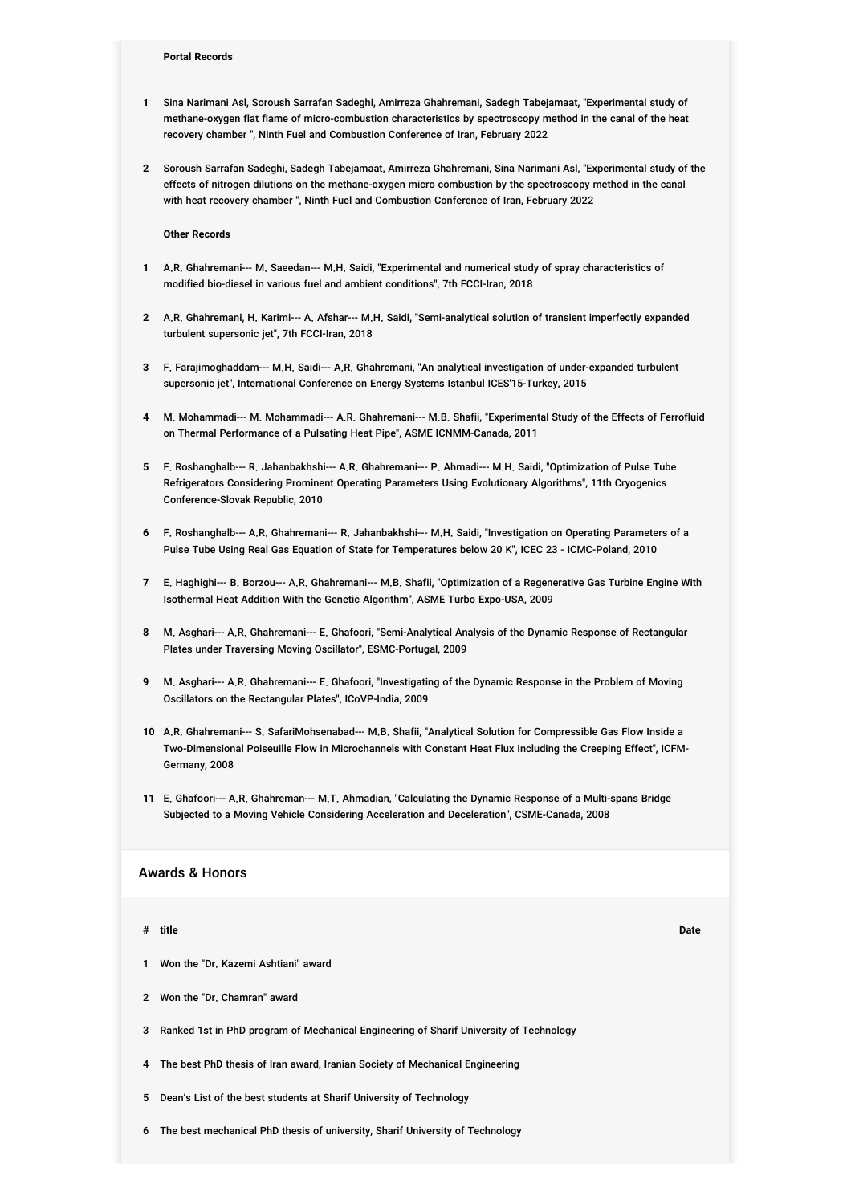**Portal Records**

1. Sina Narimani Asl, Soroush Sarrafan Sadeghi, Amirreza Ghahremani, Sadegh Tabejamaat, "Experimental study of methane-oxygen flat flame of micro-combustion characteristics by spectroscopy method in the canal of the heat recovery chamber ", Ninth Fuel and Combustion Conference of Iran, February 2022

2. Soroush Sarrafan Sadeghi, Sadegh Tabejamaat, Amirreza Ghahremani, Sina Narimani Asl, "Experimental study of the effects of nitrogen dilutions on the methane-oxygen micro combustion by the spectroscopy method in the canal with heat recovery chamber ", Ninth Fuel and Combustion Conference of Iran, February 2022

**Other Records**

1. A.R. Ghahremani--- M. Saeedan--- M.H. Saidi, "Experimental and numerical study of spray characteristics of modified bio-diesel in various fuel and ambient conditions", 7th FCCI-Iran, 2018

2. A.R. Ghahremani, H. Karimi--- A. Afshar--- M.H. Saidi, "Semi-analytical solution of transient imperfectly expanded turbulent supersonic jet", 7th FCCI-Iran, 2018

3. F. Farajimoghaddam--- M.H. Saidi--- A.R. Ghahremani, "An analytical investigation of under-expanded turbulent supersonic jet", International Conference on Energy Systems Istanbul ICES'15-Turkey, 2015

4. M. Mohammadi--- M. Mohammadi--- A.R. Ghahremani--- M.B. Shafii, "Experimental Study of the Effects of Ferrofluid on Thermal Performance of a Pulsating Heat Pipe", ASME ICNMM-Canada, 2011

5. F. Roshanghalb--- R. Jahanbakhshi--- A.R. Ghahremani--- P. Ahmadi--- M.H. Saidi, "Optimization of Pulse Tube Refrigerators Considering Prominent Operating Parameters Using Evolutionary Algorithms", 11th Cryogenics Conference-Slovak Republic, 2010

6. F. Roshanghalb--- A.R. Ghahremani--- R. Jahanbakhshi--- M.H. Saidi, "Investigation on Operating Parameters of a Pulse Tube Using Real Gas Equation of State for Temperatures below 20 K", ICEC 23 - ICMC-Poland, 2010

7. E. Haghighi--- B. Borzou--- A.R. Ghahremani--- M.B. Shafii, "Optimization of a Regenerative Gas Turbine Engine With Isothermal Heat Addition With the Genetic Algorithm", ASME Turbo Expo-USA, 2009

8. M. Asghari--- A.R. Ghahremani--- E. Ghafoori, "Semi-Analytical Analysis of the Dynamic Response of Rectangular Plates under Traversing Moving Oscillator", ESMC-Portugal, 2009

9. M. Asghari--- A.R. Ghahremani--- E. Ghafoori, "Investigating of the Dynamic Response in the Problem of Moving Oscillators on the Rectangular Plates", ICoVP-India, 2009

10. A.R. Ghahremani--- S. SafariMohsenabad--- M.B. Shafii, "Analytical Solution for Compressible Gas Flow Inside a Two-Dimensional Poiseuille Flow in Microchannels with Constant Heat Flux Including the Creeping Effect", ICFM-Germany, 2008

11. E. Ghafoori--- A.R. Ghahreman--- M.T. Ahmadian, "Calculating the Dynamic Response of a Multi-spans Bridge Subjected to a Moving Vehicle Considering Acceleration and Deceleration", CSME-Canada, 2008

## Awards & Honors

| # | title | Date |
|---|---|---|
| 1 | Won the "Dr. Kazemi Ashtiani" award | |
| 2 | Won the "Dr. Chamran" award | |
| 3 | Ranked 1st in PhD program of Mechanical Engineering of Sharif University of Technology | |
| 4 | The best PhD thesis of Iran award, Iranian Society of Mechanical Engineering | |
| 5 | Dean's List of the best students at Sharif University of Technology | |
| 6 | The best mechanical PhD thesis of university, Sharif University of Technology | |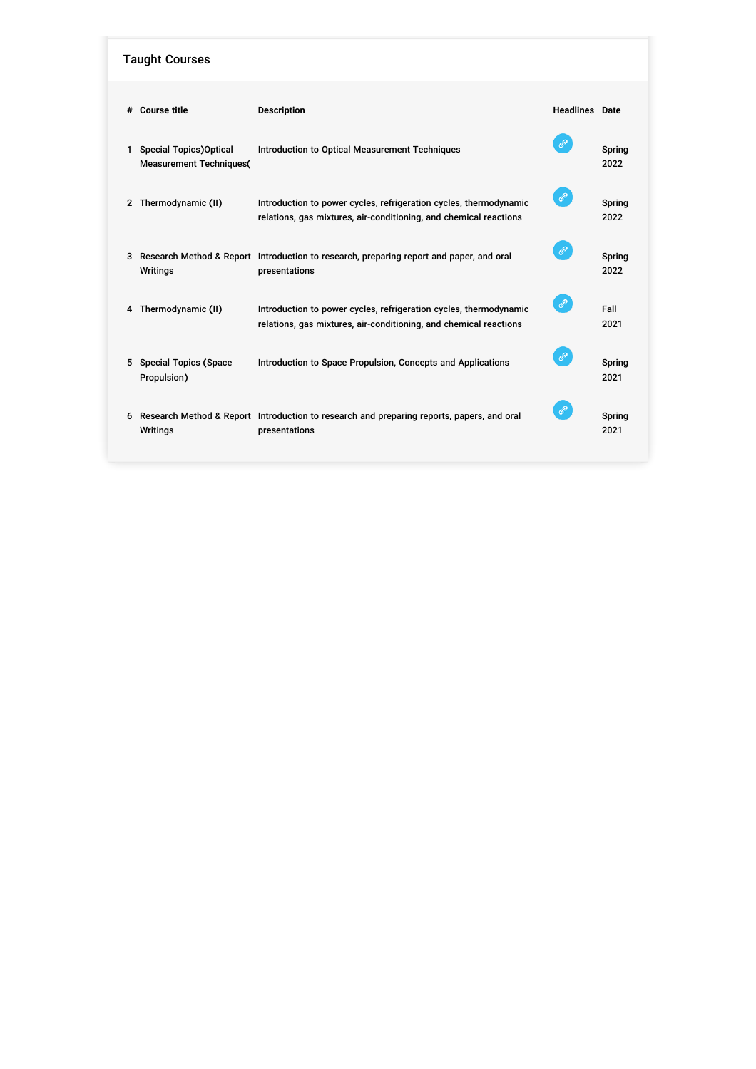## Taught Courses

| # | Course title | Description | Headlines | Date |
|---|---|---|---|---|
| 1 | Special Topics)Optical Measurement Techniques( | Introduction to Optical Measurement Techniques | | Spring 2022 |
| 2 | Thermodynamic (II) | Introduction to power cycles, refrigeration cycles, thermodynamic relations, gas mixtures, air-conditioning, and chemical reactions | | Spring 2022 |
| 3 | Research Method & Report Writings | Introduction to research, preparing report and paper, and oral presentations | | Spring 2022 |
| 4 | Thermodynamic (II) | Introduction to power cycles, refrigeration cycles, thermodynamic relations, gas mixtures, air-conditioning, and chemical reactions | | Fall 2021 |
| 5 | Special Topics (Space Propulsion) | Introduction to Space Propulsion, Concepts and Applications | | Spring 2021 |
| 6 | Research Method & Report Writings | Introduction to research and preparing reports, papers, and oral presentations | | Spring 2021 |